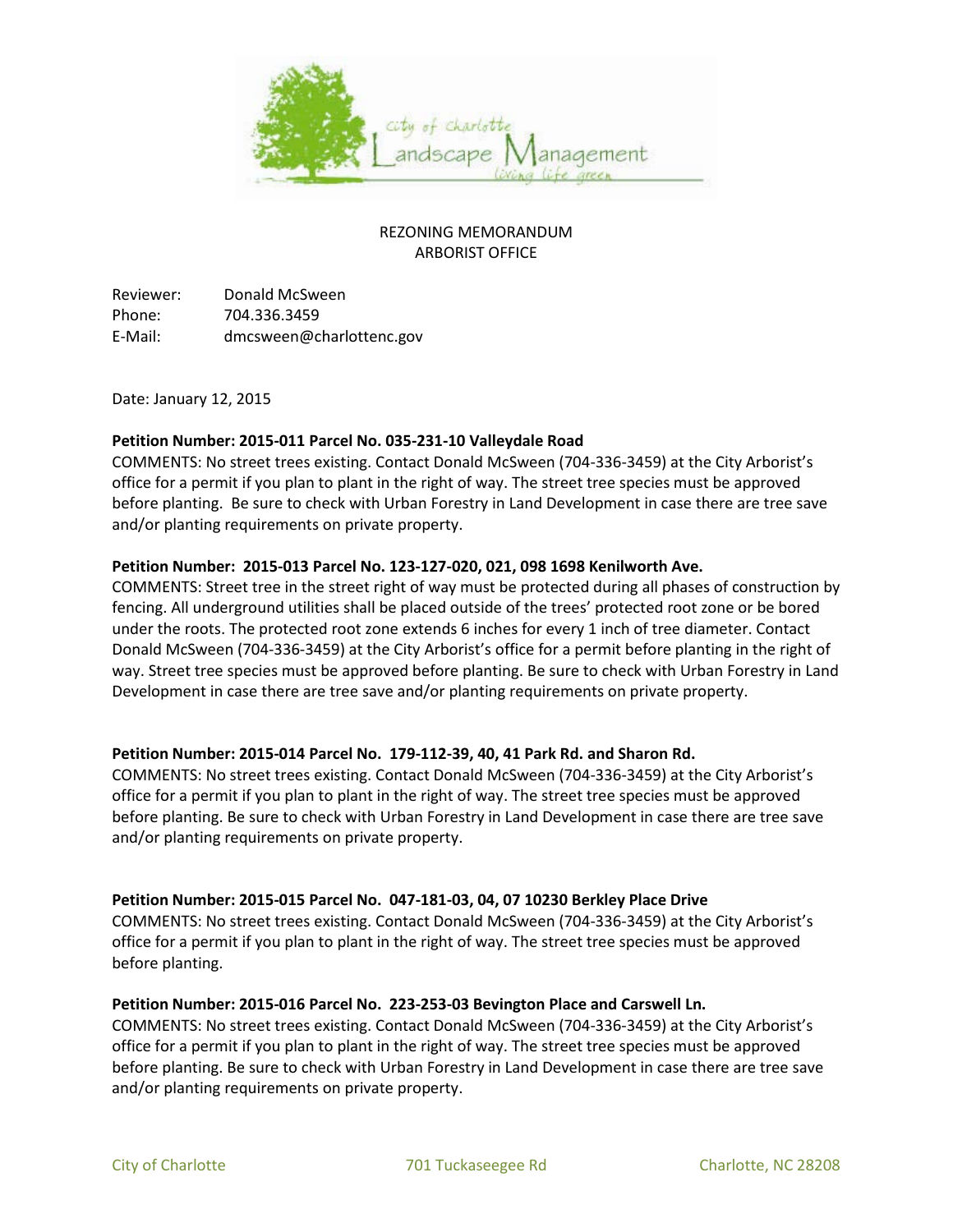# REZONING MEMORANDUM
## ARBORIST OFFICE

Reviewer: Donald McSween
Phone: 704.336.3459
E-Mail: dmcsween@charlottenc.gov

Date: January 12, 2015

**Petition Number: 2015-011 Parcel No. 035-231-10 Valleydale Road**
COMMENTS: No street trees existing. Contact Donald McSween (704-336-3459) at the City Arborist's office for a permit if you plan to plant in the right of way. The street tree species must be approved before planting. Be sure to check with Urban Forestry in Land Development in case there are tree save and/or planting requirements on private property.

**Petition Number: 2015-013 Parcel No. 123-127-020, 021, 098 1698 Kenilworth Ave.**
COMMENTS: Street tree in the street right of way must be protected during all phases of construction by fencing. All underground utilities shall be placed outside of the trees' protected root zone or be bored under the roots. The protected root zone extends 6 inches for every 1 inch of tree diameter. Contact Donald McSween (704-336-3459) at the City Arborist's office for a permit before planting in the right of way. Street tree species must be approved before planting. Be sure to check with Urban Forestry in Land Development in case there are tree save and/or planting requirements on private property.

**Petition Number: 2015-014 Parcel No. 179-112-39, 40, 41 Park Rd. and Sharon Rd.**
COMMENTS: No street trees existing. Contact Donald McSween (704-336-3459) at the City Arborist's office for a permit if you plan to plant in the right of way. The street tree species must be approved before planting. Be sure to check with Urban Forestry in Land Development in case there are tree save and/or planting requirements on private property.

**Petition Number: 2015-015 Parcel No. 047-181-03, 04, 07 10230 Berkley Place Drive**
COMMENTS: No street trees existing. Contact Donald McSween (704-336-3459) at the City Arborist's office for a permit if you plan to plant in the right of way. The street tree species must be approved before planting.

**Petition Number: 2015-016 Parcel No. 223-253-03 Bevington Place and Carswell Ln.**
COMMENTS: No street trees existing. Contact Donald McSween (704-336-3459) at the City Arborist's office for a permit if you plan to plant in the right of way. The street tree species must be approved before planting. Be sure to check with Urban Forestry in Land Development in case there are tree save and/or planting requirements on private property.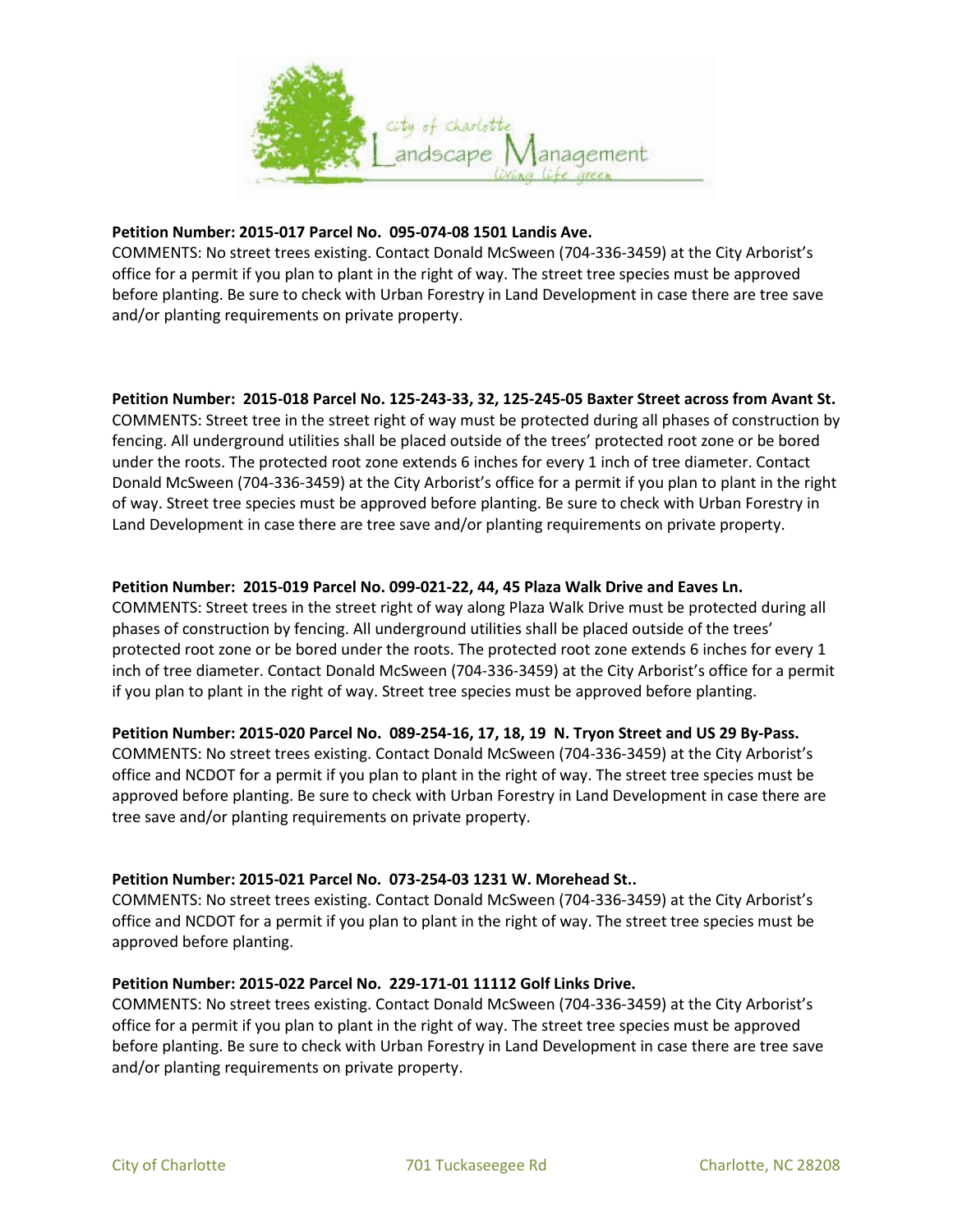**Petition Number: 2015-017 Parcel No. 095-074-08 1501 Landis Ave.**
COMMENTS: No street trees existing. Contact Donald McSween (704-336-3459) at the City Arborist's office for a permit if you plan to plant in the right of way. The street tree species must be approved before planting. Be sure to check with Urban Forestry in Land Development in case there are tree save and/or planting requirements on private property.

**Petition Number: 2015-018 Parcel No. 125-243-33, 32, 125-245-05 Baxter Street across from Avant St.**
COMMENTS: Street tree in the street right of way must be protected during all phases of construction by fencing. All underground utilities shall be placed outside of the trees' protected root zone or be bored under the roots. The protected root zone extends 6 inches for every 1 inch of tree diameter. Contact Donald McSween (704-336-3459) at the City Arborist's office for a permit if you plan to plant in the right of way. Street tree species must be approved before planting. Be sure to check with Urban Forestry in Land Development in case there are tree save and/or planting requirements on private property.

**Petition Number: 2015-019 Parcel No. 099-021-22, 44, 45 Plaza Walk Drive and Eaves Ln.**
COMMENTS: Street trees in the street right of way along Plaza Walk Drive must be protected during all phases of construction by fencing. All underground utilities shall be placed outside of the trees' protected root zone or be bored under the roots. The protected root zone extends 6 inches for every 1 inch of tree diameter. Contact Donald McSween (704-336-3459) at the City Arborist's office for a permit if you plan to plant in the right of way. Street tree species must be approved before planting.

**Petition Number: 2015-020 Parcel No. 089-254-16, 17, 18, 19 N. Tryon Street and US 29 By-Pass.**
COMMENTS: No street trees existing. Contact Donald McSween (704-336-3459) at the City Arborist's office and NCDOT for a permit if you plan to plant in the right of way. The street tree species must be approved before planting. Be sure to check with Urban Forestry in Land Development in case there are tree save and/or planting requirements on private property.

**Petition Number: 2015-021 Parcel No. 073-254-03 1231 W. Morehead St..**
COMMENTS: No street trees existing. Contact Donald McSween (704-336-3459) at the City Arborist's office and NCDOT for a permit if you plan to plant in the right of way. The street tree species must be approved before planting.

**Petition Number: 2015-022 Parcel No. 229-171-01 11112 Golf Links Drive.**
COMMENTS: No street trees existing. Contact Donald McSween (704-336-3459) at the City Arborist's office for a permit if you plan to plant in the right of way. The street tree species must be approved before planting. Be sure to check with Urban Forestry in Land Development in case there are tree save and/or planting requirements on private property.